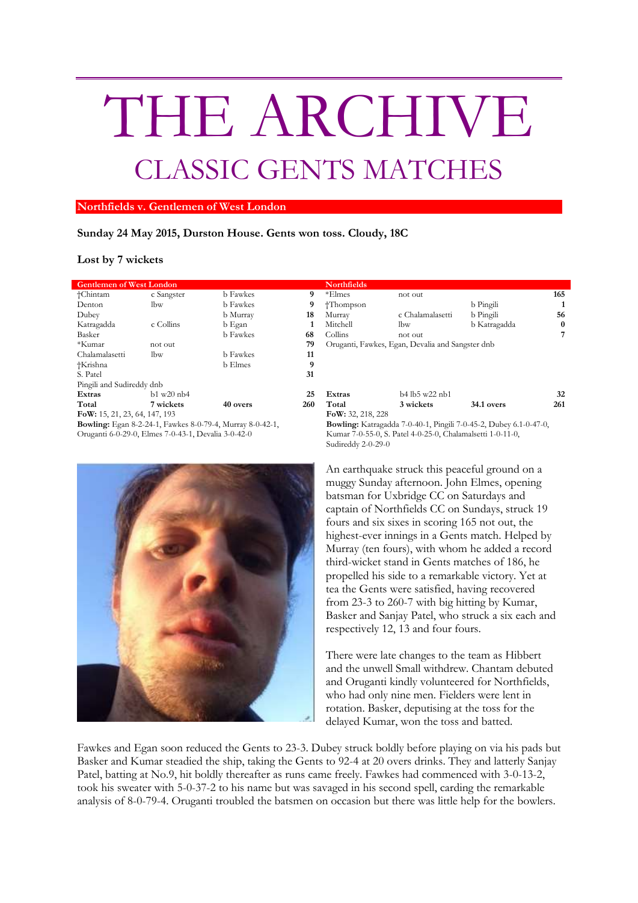# THE ARCHIVE

## CLASSIC GENTS MATCHES

### Northfields v. Gentlemen of West London

**Sunday 24 May 2015, Durston House. Gents won toss. Cloudy, 18C**

**Lost by 7 wickets**

| Gentlemen of West London | | | |
|---|---|---|---|
| †Chintam | c Sangster | b Fawkes | 9 |
| Denton | lbw | b Fawkes | 9 |
| Dubey | | b Murray | 18 |
| Katragadda | c Collins | b Egan | 1 |
| Basker | | b Fawkes | 68 |
| *Kumar | not out | | 79 |
| Chalamalasetti | lbw | b Fawkes | 11 |
| †Krishna | | b Elmes | 9 |
| S. Patel | | | 31 |
| Pingili and Sudireddy dnb | | | |
| **Extras** | b1 w20 nb4 | | **25** |
| **Total** | **7 wickets** | **40 overs** | **260** |

**FoW:** 15, 21, 23, 64, 147, 193

**Bowling:** Egan 8-2-24-1, Fawkes 8-0-79-4, Murray 8-0-42-1, Oruganti 6-0-29-0, Elmes 7-0-43-1, Devalia 3-0-42-0

| Northfields | | | |
|---|---|---|---|
| *Elmes | not out | | 165 |
| †Thompson | | b Pingili | 1 |
| Murray | c Chalamalasetti | b Pingili | 56 |
| Mitchell | lbw | b Katragadda | 0 |
| Collins | not out | | 7 |
| Oruganti, Fawkes, Egan, Devalia and Sangster dnb | | | |
| **Extras** | b4 lb5 w22 nb1 | | **32** |
| **Total** | **3 wickets** | **34.1 overs** | **261** |

**FoW:** 32, 218, 228

**Bowling:** Katragadda 7-0-40-1, Pingili 7-0-45-2, Dubey 6.1-0-47-0, Kumar 7-0-55-0, S. Patel 4-0-25-0, Chalamalsetti 1-0-11-0, Sudireddy 2-0-29-0

An earthquake struck this peaceful ground on a muggy Sunday afternoon. John Elmes, opening batsman for Uxbridge CC on Saturdays and captain of Northfields CC on Sundays, struck 19 fours and six sixes in scoring 165 not out, the highest-ever innings in a Gents match. Helped by Murray (ten fours), with whom he added a record third-wicket stand in Gents matches of 186, he propelled his side to a remarkable victory. Yet at tea the Gents were satisfied, having recovered from 23-3 to 260-7 with big hitting by Kumar, Basker and Sanjay Patel, who struck a six each and respectively 12, 13 and four fours.

There were late changes to the team as Hibbert and the unwell Small withdrew. Chantam debuted and Oruganti kindly volunteered for Northfields, who had only nine men. Fielders were lent in rotation. Basker, deputising at the toss for the delayed Kumar, won the toss and batted.

Fawkes and Egan soon reduced the Gents to 23-3. Dubey struck boldly before playing on via his pads but Basker and Kumar steadied the ship, taking the Gents to 92-4 at 20 overs drinks. They and latterly Sanjay Patel, batting at No.9, hit boldly thereafter as runs came freely. Fawkes had commenced with 3-0-13-2, took his sweater with 5-0-37-2 to his name but was savaged in his second spell, carding the remarkable analysis of 8-0-79-4. Oruganti troubled the batsmen on occasion but there was little help for the bowlers.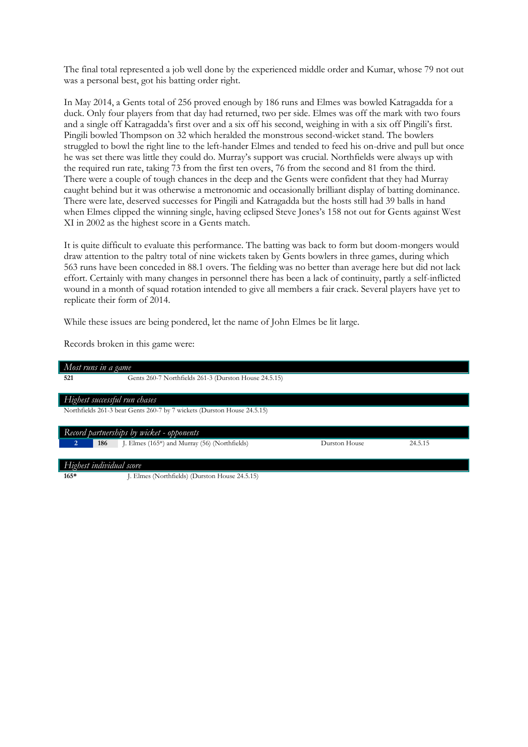The final total represented a job well done by the experienced middle order and Kumar, whose 79 not out was a personal best, got his batting order right.

In May 2014, a Gents total of 256 proved enough by 186 runs and Elmes was bowled Katragadda for a duck. Only four players from that day had returned, two per side. Elmes was off the mark with two fours and a single off Katragadda's first over and a six off his second, weighing in with a six off Pingili's first. Pingili bowled Thompson on 32 which heralded the monstrous second-wicket stand. The bowlers struggled to bowl the right line to the left-hander Elmes and tended to feed his on-drive and pull but once he was set there was little they could do. Murray's support was crucial. Northfields were always up with the required run rate, taking 73 from the first ten overs, 76 from the second and 81 from the third. There were a couple of tough chances in the deep and the Gents were confident that they had Murray caught behind but it was otherwise a metronomic and occasionally brilliant display of batting dominance. There were late, deserved successes for Pingili and Katragadda but the hosts still had 39 balls in hand when Elmes clipped the winning single, having eclipsed Steve Jones's 158 not out for Gents against West XI in 2002 as the highest score in a Gents match.

It is quite difficult to evaluate this performance. The batting was back to form but doom-mongers would draw attention to the paltry total of nine wickets taken by Gents bowlers in three games, during which 563 runs have been conceded in 88.1 overs. The fielding was no better than average here but did not lack effort. Certainly with many changes in personnel there has been a lack of continuity, partly a self-inflicted wound in a month of squad rotation intended to give all members a fair crack. Several players have yet to replicate their form of 2014.

While these issues are being pondered, let the name of John Elmes be lit large.

Records broken in this game were:

*Most runs in a game*

| | |
|---|---|
| **521** | Gents 260-7 Northfields 261-3 (Durston House 24.5.15) |

*Highest successful run chases*

Northfields 261-3 beat Gents 260-7 by 7 wickets (Durston House 24.5.15)

*Record partnerships by wicket - opponents*

| | | | | |
|---|---|---|---|---|
| 2 | **186** | J. Elmes (165*) and Murray (56) (Northfields) | Durston House | 24.5.15 |

*Highest individual score*

| | |
|---|---|
| **165*** | J. Elmes (Northfields) (Durston House 24.5.15) |